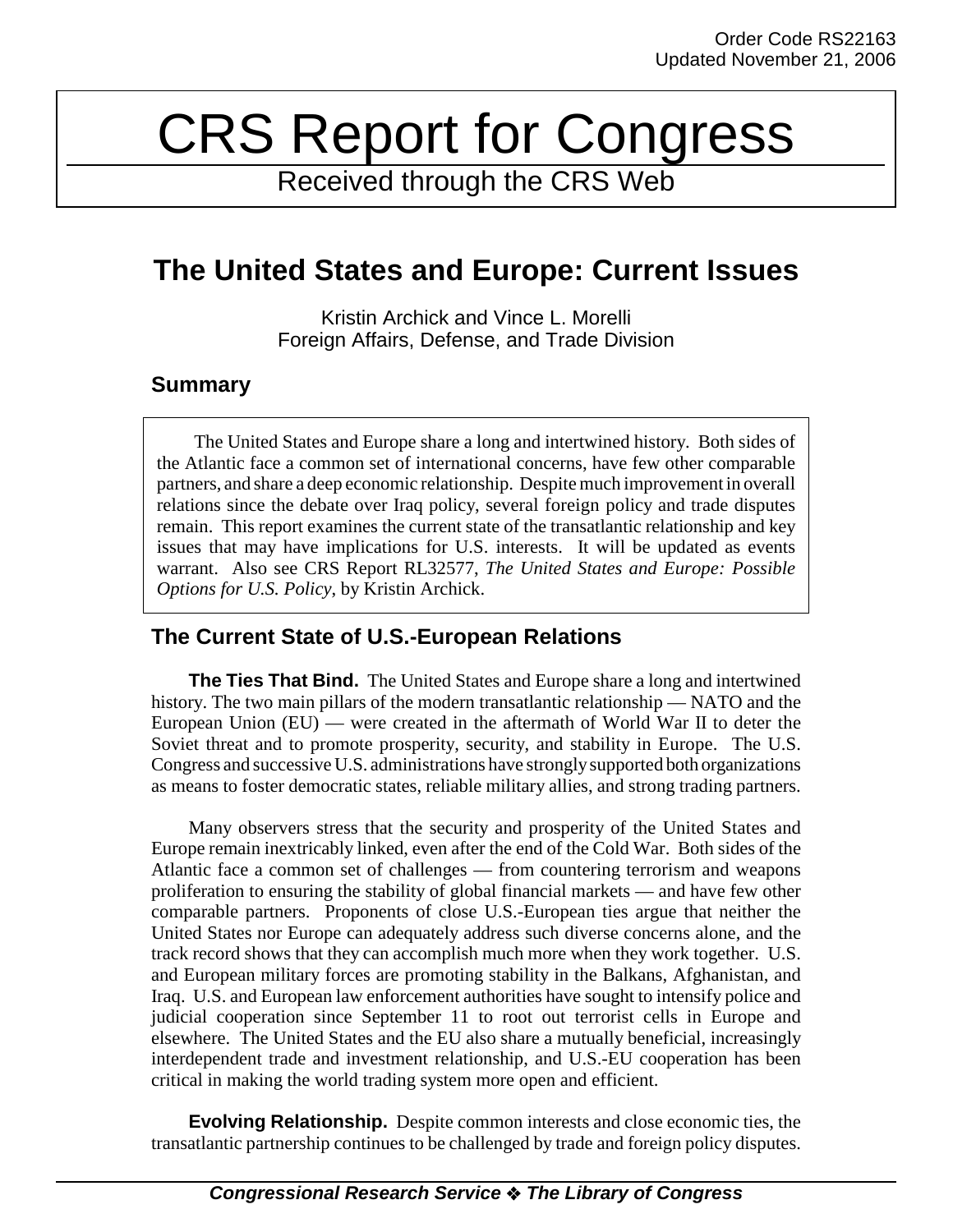Order Code RS22163
Updated November 21, 2006

# CRS Report for Congress

Received through the CRS Web

## The United States and Europe: Current Issues

Kristin Archick and Vince L. Morelli
Foreign Affairs, Defense, and Trade Division

### Summary

The United States and Europe share a long and intertwined history. Both sides of the Atlantic face a common set of international concerns, have few other comparable partners, and share a deep economic relationship. Despite much improvement in overall relations since the debate over Iraq policy, several foreign policy and trade disputes remain. This report examines the current state of the transatlantic relationship and key issues that may have implications for U.S. interests. It will be updated as events warrant. Also see CRS Report RL32577, *The United States and Europe: Possible Options for U.S. Policy*, by Kristin Archick.

### The Current State of U.S.-European Relations

**The Ties That Bind.** The United States and Europe share a long and intertwined history. The two main pillars of the modern transatlantic relationship — NATO and the European Union (EU) — were created in the aftermath of World War II to deter the Soviet threat and to promote prosperity, security, and stability in Europe. The U.S. Congress and successive U.S. administrations have strongly supported both organizations as means to foster democratic states, reliable military allies, and strong trading partners.

Many observers stress that the security and prosperity of the United States and Europe remain inextricably linked, even after the end of the Cold War. Both sides of the Atlantic face a common set of challenges — from countering terrorism and weapons proliferation to ensuring the stability of global financial markets — and have few other comparable partners. Proponents of close U.S.-European ties argue that neither the United States nor Europe can adequately address such diverse concerns alone, and the track record shows that they can accomplish much more when they work together. U.S. and European military forces are promoting stability in the Balkans, Afghanistan, and Iraq. U.S. and European law enforcement authorities have sought to intensify police and judicial cooperation since September 11 to root out terrorist cells in Europe and elsewhere. The United States and the EU also share a mutually beneficial, increasingly interdependent trade and investment relationship, and U.S.-EU cooperation has been critical in making the world trading system more open and efficient.

**Evolving Relationship.** Despite common interests and close economic ties, the transatlantic partnership continues to be challenged by trade and foreign policy disputes.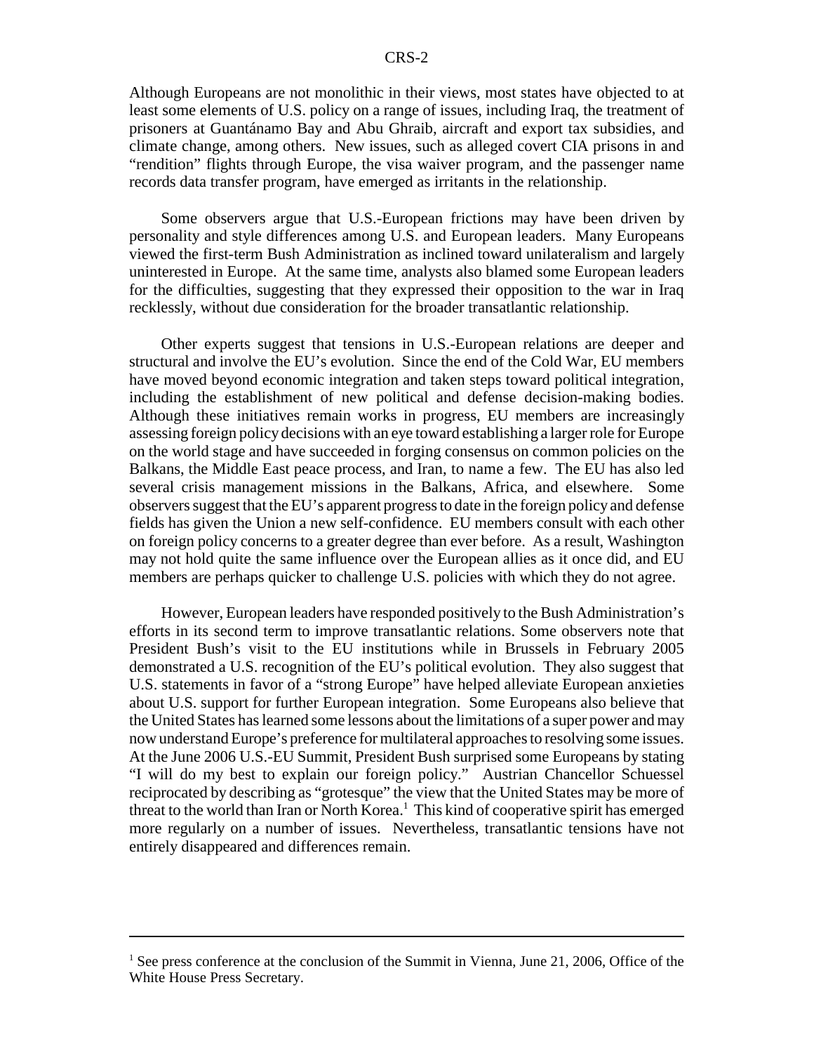Although Europeans are not monolithic in their views, most states have objected to at least some elements of U.S. policy on a range of issues, including Iraq, the treatment of prisoners at Guantánamo Bay and Abu Ghraib, aircraft and export tax subsidies, and climate change, among others. New issues, such as alleged covert CIA prisons in and "rendition" flights through Europe, the visa waiver program, and the passenger name records data transfer program, have emerged as irritants in the relationship.

Some observers argue that U.S.-European frictions may have been driven by personality and style differences among U.S. and European leaders. Many Europeans viewed the first-term Bush Administration as inclined toward unilateralism and largely uninterested in Europe. At the same time, analysts also blamed some European leaders for the difficulties, suggesting that they expressed their opposition to the war in Iraq recklessly, without due consideration for the broader transatlantic relationship.

Other experts suggest that tensions in U.S.-European relations are deeper and structural and involve the EU's evolution. Since the end of the Cold War, EU members have moved beyond economic integration and taken steps toward political integration, including the establishment of new political and defense decision-making bodies. Although these initiatives remain works in progress, EU members are increasingly assessing foreign policy decisions with an eye toward establishing a larger role for Europe on the world stage and have succeeded in forging consensus on common policies on the Balkans, the Middle East peace process, and Iran, to name a few. The EU has also led several crisis management missions in the Balkans, Africa, and elsewhere. Some observers suggest that the EU's apparent progress to date in the foreign policy and defense fields has given the Union a new self-confidence. EU members consult with each other on foreign policy concerns to a greater degree than ever before. As a result, Washington may not hold quite the same influence over the European allies as it once did, and EU members are perhaps quicker to challenge U.S. policies with which they do not agree.

However, European leaders have responded positively to the Bush Administration's efforts in its second term to improve transatlantic relations. Some observers note that President Bush's visit to the EU institutions while in Brussels in February 2005 demonstrated a U.S. recognition of the EU's political evolution. They also suggest that U.S. statements in favor of a "strong Europe" have helped alleviate European anxieties about U.S. support for further European integration. Some Europeans also believe that the United States has learned some lessons about the limitations of a super power and may now understand Europe's preference for multilateral approaches to resolving some issues. At the June 2006 U.S.-EU Summit, President Bush surprised some Europeans by stating "I will do my best to explain our foreign policy." Austrian Chancellor Schuessel reciprocated by describing as "grotesque" the view that the United States may be more of threat to the world than Iran or North Korea.[1] This kind of cooperative spirit has emerged more regularly on a number of issues. Nevertheless, transatlantic tensions have not entirely disappeared and differences remain.

---

[1] See press conference at the conclusion of the Summit in Vienna, June 21, 2006, Office of the White House Press Secretary.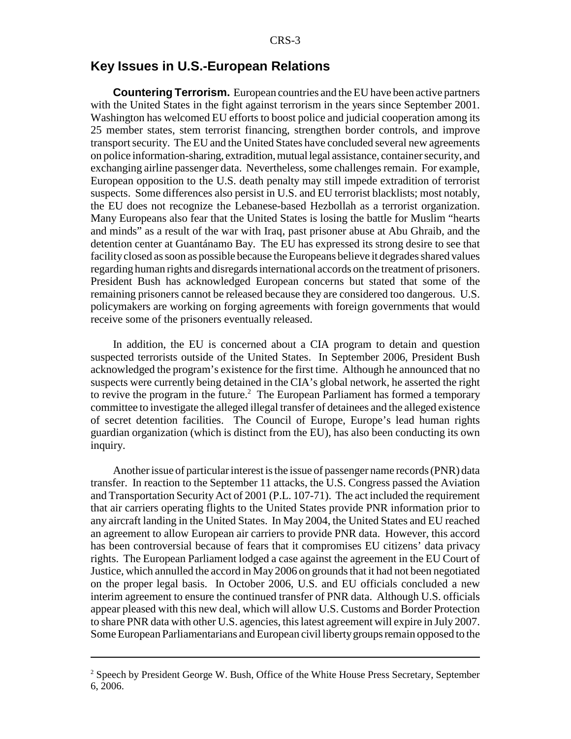## Key Issues in U.S.-European Relations

**Countering Terrorism.** European countries and the EU have been active partners with the United States in the fight against terrorism in the years since September 2001. Washington has welcomed EU efforts to boost police and judicial cooperation among its 25 member states, stem terrorist financing, strengthen border controls, and improve transport security. The EU and the United States have concluded several new agreements on police information-sharing, extradition, mutual legal assistance, container security, and exchanging airline passenger data. Nevertheless, some challenges remain. For example, European opposition to the U.S. death penalty may still impede extradition of terrorist suspects. Some differences also persist in U.S. and EU terrorist blacklists; most notably, the EU does not recognize the Lebanese-based Hezbollah as a terrorist organization. Many Europeans also fear that the United States is losing the battle for Muslim "hearts and minds" as a result of the war with Iraq, past prisoner abuse at Abu Ghraib, and the detention center at Guantánamo Bay. The EU has expressed its strong desire to see that facility closed as soon as possible because the Europeans believe it degrades shared values regarding human rights and disregards international accords on the treatment of prisoners. President Bush has acknowledged European concerns but stated that some of the remaining prisoners cannot be released because they are considered too dangerous. U.S. policymakers are working on forging agreements with foreign governments that would receive some of the prisoners eventually released.

In addition, the EU is concerned about a CIA program to detain and question suspected terrorists outside of the United States. In September 2006, President Bush acknowledged the program's existence for the first time. Although he announced that no suspects were currently being detained in the CIA's global network, he asserted the right to revive the program in the future.[2] The European Parliament has formed a temporary committee to investigate the alleged illegal transfer of detainees and the alleged existence of secret detention facilities. The Council of Europe, Europe's lead human rights guardian organization (which is distinct from the EU), has also been conducting its own inquiry.

Another issue of particular interest is the issue of passenger name records (PNR) data transfer. In reaction to the September 11 attacks, the U.S. Congress passed the Aviation and Transportation Security Act of 2001 (P.L. 107-71). The act included the requirement that air carriers operating flights to the United States provide PNR information prior to any aircraft landing in the United States. In May 2004, the United States and EU reached an agreement to allow European air carriers to provide PNR data. However, this accord has been controversial because of fears that it compromises EU citizens' data privacy rights. The European Parliament lodged a case against the agreement in the EU Court of Justice, which annulled the accord in May 2006 on grounds that it had not been negotiated on the proper legal basis. In October 2006, U.S. and EU officials concluded a new interim agreement to ensure the continued transfer of PNR data. Although U.S. officials appear pleased with this new deal, which will allow U.S. Customs and Border Protection to share PNR data with other U.S. agencies, this latest agreement will expire in July 2007. Some European Parliamentarians and European civil liberty groups remain opposed to the

---

[2] Speech by President George W. Bush, Office of the White House Press Secretary, September 6, 2006.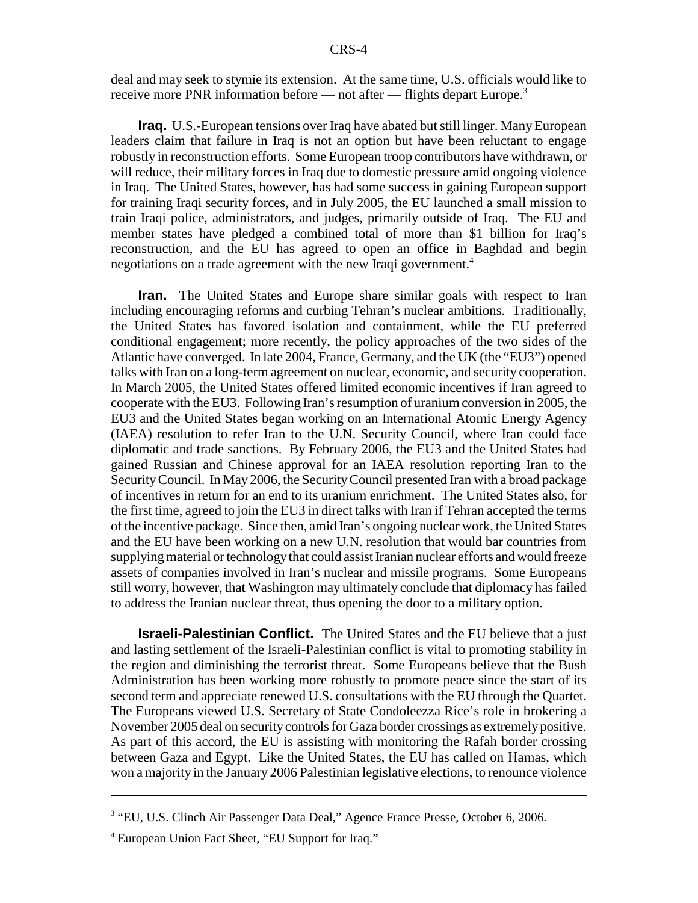deal and may seek to stymie its extension. At the same time, U.S. officials would like to receive more PNR information before — not after — flights depart Europe.[3]

**Iraq.** U.S.-European tensions over Iraq have abated but still linger. Many European leaders claim that failure in Iraq is not an option but have been reluctant to engage robustly in reconstruction efforts. Some European troop contributors have withdrawn, or will reduce, their military forces in Iraq due to domestic pressure amid ongoing violence in Iraq. The United States, however, has had some success in gaining European support for training Iraqi security forces, and in July 2005, the EU launched a small mission to train Iraqi police, administrators, and judges, primarily outside of Iraq. The EU and member states have pledged a combined total of more than $1 billion for Iraq's reconstruction, and the EU has agreed to open an office in Baghdad and begin negotiations on a trade agreement with the new Iraqi government.[4]

**Iran.** The United States and Europe share similar goals with respect to Iran including encouraging reforms and curbing Tehran's nuclear ambitions. Traditionally, the United States has favored isolation and containment, while the EU preferred conditional engagement; more recently, the policy approaches of the two sides of the Atlantic have converged. In late 2004, France, Germany, and the UK (the "EU3") opened talks with Iran on a long-term agreement on nuclear, economic, and security cooperation. In March 2005, the United States offered limited economic incentives if Iran agreed to cooperate with the EU3. Following Iran's resumption of uranium conversion in 2005, the EU3 and the United States began working on an International Atomic Energy Agency (IAEA) resolution to refer Iran to the U.N. Security Council, where Iran could face diplomatic and trade sanctions. By February 2006, the EU3 and the United States had gained Russian and Chinese approval for an IAEA resolution reporting Iran to the Security Council. In May 2006, the Security Council presented Iran with a broad package of incentives in return for an end to its uranium enrichment. The United States also, for the first time, agreed to join the EU3 in direct talks with Iran if Tehran accepted the terms of the incentive package. Since then, amid Iran's ongoing nuclear work, the United States and the EU have been working on a new U.N. resolution that would bar countries from supplying material or technology that could assist Iranian nuclear efforts and would freeze assets of companies involved in Iran's nuclear and missile programs. Some Europeans still worry, however, that Washington may ultimately conclude that diplomacy has failed to address the Iranian nuclear threat, thus opening the door to a military option.

**Israeli-Palestinian Conflict.** The United States and the EU believe that a just and lasting settlement of the Israeli-Palestinian conflict is vital to promoting stability in the region and diminishing the terrorist threat. Some Europeans believe that the Bush Administration has been working more robustly to promote peace since the start of its second term and appreciate renewed U.S. consultations with the EU through the Quartet. The Europeans viewed U.S. Secretary of State Condoleezza Rice's role in brokering a November 2005 deal on security controls for Gaza border crossings as extremely positive. As part of this accord, the EU is assisting with monitoring the Rafah border crossing between Gaza and Egypt. Like the United States, the EU has called on Hamas, which won a majority in the January 2006 Palestinian legislative elections, to renounce violence

---

[3] "EU, U.S. Clinch Air Passenger Data Deal," Agence France Presse, October 6, 2006.

[4] European Union Fact Sheet, "EU Support for Iraq."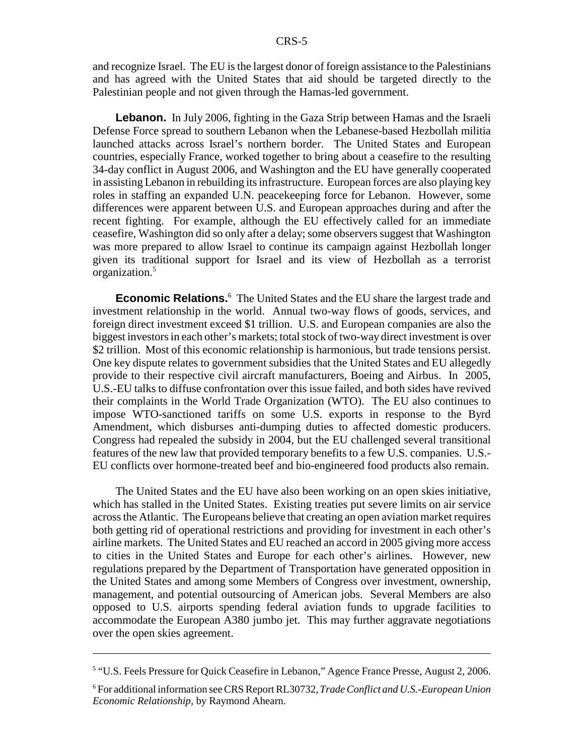and recognize Israel. The EU is the largest donor of foreign assistance to the Palestinians and has agreed with the United States that aid should be targeted directly to the Palestinian people and not given through the Hamas-led government.

**Lebanon.** In July 2006, fighting in the Gaza Strip between Hamas and the Israeli Defense Force spread to southern Lebanon when the Lebanese-based Hezbollah militia launched attacks across Israel's northern border. The United States and European countries, especially France, worked together to bring about a ceasefire to the resulting 34-day conflict in August 2006, and Washington and the EU have generally cooperated in assisting Lebanon in rebuilding its infrastructure. European forces are also playing key roles in staffing an expanded U.N. peacekeeping force for Lebanon. However, some differences were apparent between U.S. and European approaches during and after the recent fighting. For example, although the EU effectively called for an immediate ceasefire, Washington did so only after a delay; some observers suggest that Washington was more prepared to allow Israel to continue its campaign against Hezbollah longer given its traditional support for Israel and its view of Hezbollah as a terrorist organization.[5]

**Economic Relations.**[6] The United States and the EU share the largest trade and investment relationship in the world. Annual two-way flows of goods, services, and foreign direct investment exceed $1 trillion. U.S. and European companies are also the biggest investors in each other's markets; total stock of two-way direct investment is over $2 trillion. Most of this economic relationship is harmonious, but trade tensions persist. One key dispute relates to government subsidies that the United States and EU allegedly provide to their respective civil aircraft manufacturers, Boeing and Airbus. In 2005, U.S.-EU talks to diffuse confrontation over this issue failed, and both sides have revived their complaints in the World Trade Organization (WTO). The EU also continues to impose WTO-sanctioned tariffs on some U.S. exports in response to the Byrd Amendment, which disburses anti-dumping duties to affected domestic producers. Congress had repealed the subsidy in 2004, but the EU challenged several transitional features of the new law that provided temporary benefits to a few U.S. companies. U.S.-EU conflicts over hormone-treated beef and bio-engineered food products also remain.

The United States and the EU have also been working on an open skies initiative, which has stalled in the United States. Existing treaties put severe limits on air service across the Atlantic. The Europeans believe that creating an open aviation market requires both getting rid of operational restrictions and providing for investment in each other's airline markets. The United States and EU reached an accord in 2005 giving more access to cities in the United States and Europe for each other's airlines. However, new regulations prepared by the Department of Transportation have generated opposition in the United States and among some Members of Congress over investment, ownership, management, and potential outsourcing of American jobs. Several Members are also opposed to U.S. airports spending federal aviation funds to upgrade facilities to accommodate the European A380 jumbo jet. This may further aggravate negotiations over the open skies agreement.

---

[5] "U.S. Feels Pressure for Quick Ceasefire in Lebanon," Agence France Presse, August 2, 2006.

[6] For additional information see CRS Report RL30732, *Trade Conflict and U.S.-European Union Economic Relationship*, by Raymond Ahearn.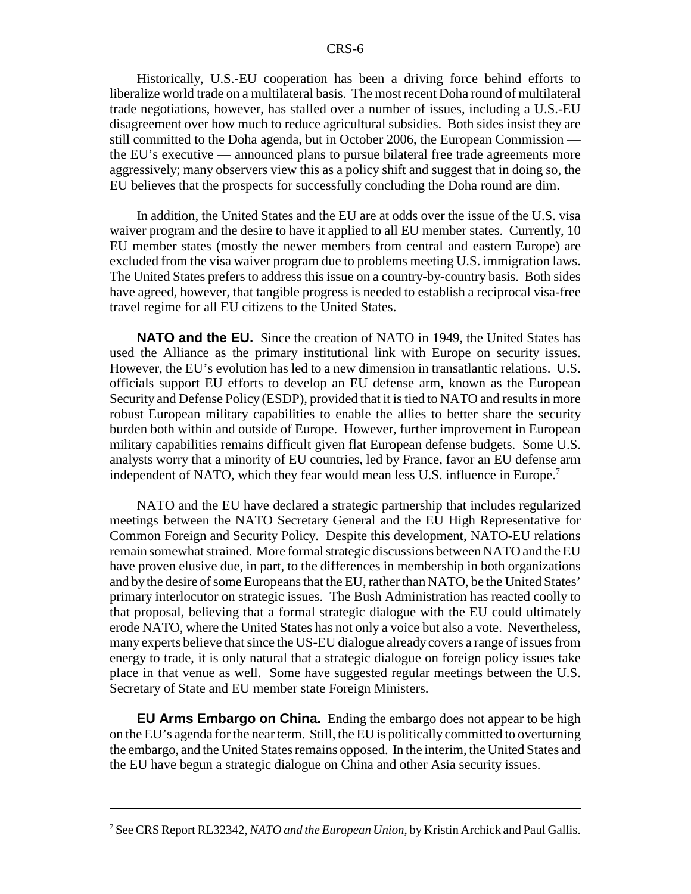Historically, U.S.-EU cooperation has been a driving force behind efforts to liberalize world trade on a multilateral basis. The most recent Doha round of multilateral trade negotiations, however, has stalled over a number of issues, including a U.S.-EU disagreement over how much to reduce agricultural subsidies. Both sides insist they are still committed to the Doha agenda, but in October 2006, the European Commission — the EU's executive — announced plans to pursue bilateral free trade agreements more aggressively; many observers view this as a policy shift and suggest that in doing so, the EU believes that the prospects for successfully concluding the Doha round are dim.

In addition, the United States and the EU are at odds over the issue of the U.S. visa waiver program and the desire to have it applied to all EU member states. Currently, 10 EU member states (mostly the newer members from central and eastern Europe) are excluded from the visa waiver program due to problems meeting U.S. immigration laws. The United States prefers to address this issue on a country-by-country basis. Both sides have agreed, however, that tangible progress is needed to establish a reciprocal visa-free travel regime for all EU citizens to the United States.

**NATO and the EU.** Since the creation of NATO in 1949, the United States has used the Alliance as the primary institutional link with Europe on security issues. However, the EU's evolution has led to a new dimension in transatlantic relations. U.S. officials support EU efforts to develop an EU defense arm, known as the European Security and Defense Policy (ESDP), provided that it is tied to NATO and results in more robust European military capabilities to enable the allies to better share the security burden both within and outside of Europe. However, further improvement in European military capabilities remains difficult given flat European defense budgets. Some U.S. analysts worry that a minority of EU countries, led by France, favor an EU defense arm independent of NATO, which they fear would mean less U.S. influence in Europe.[7]

NATO and the EU have declared a strategic partnership that includes regularized meetings between the NATO Secretary General and the EU High Representative for Common Foreign and Security Policy. Despite this development, NATO-EU relations remain somewhat strained. More formal strategic discussions between NATO and the EU have proven elusive due, in part, to the differences in membership in both organizations and by the desire of some Europeans that the EU, rather than NATO, be the United States' primary interlocutor on strategic issues. The Bush Administration has reacted coolly to that proposal, believing that a formal strategic dialogue with the EU could ultimately erode NATO, where the United States has not only a voice but also a vote. Nevertheless, many experts believe that since the US-EU dialogue already covers a range of issues from energy to trade, it is only natural that a strategic dialogue on foreign policy issues take place in that venue as well. Some have suggested regular meetings between the U.S. Secretary of State and EU member state Foreign Ministers.

**EU Arms Embargo on China.** Ending the embargo does not appear to be high on the EU's agenda for the near term. Still, the EU is politically committed to overturning the embargo, and the United States remains opposed. In the interim, the United States and the EU have begun a strategic dialogue on China and other Asia security issues.

---

[7] See CRS Report RL32342, *NATO and the European Union*, by Kristin Archick and Paul Gallis.